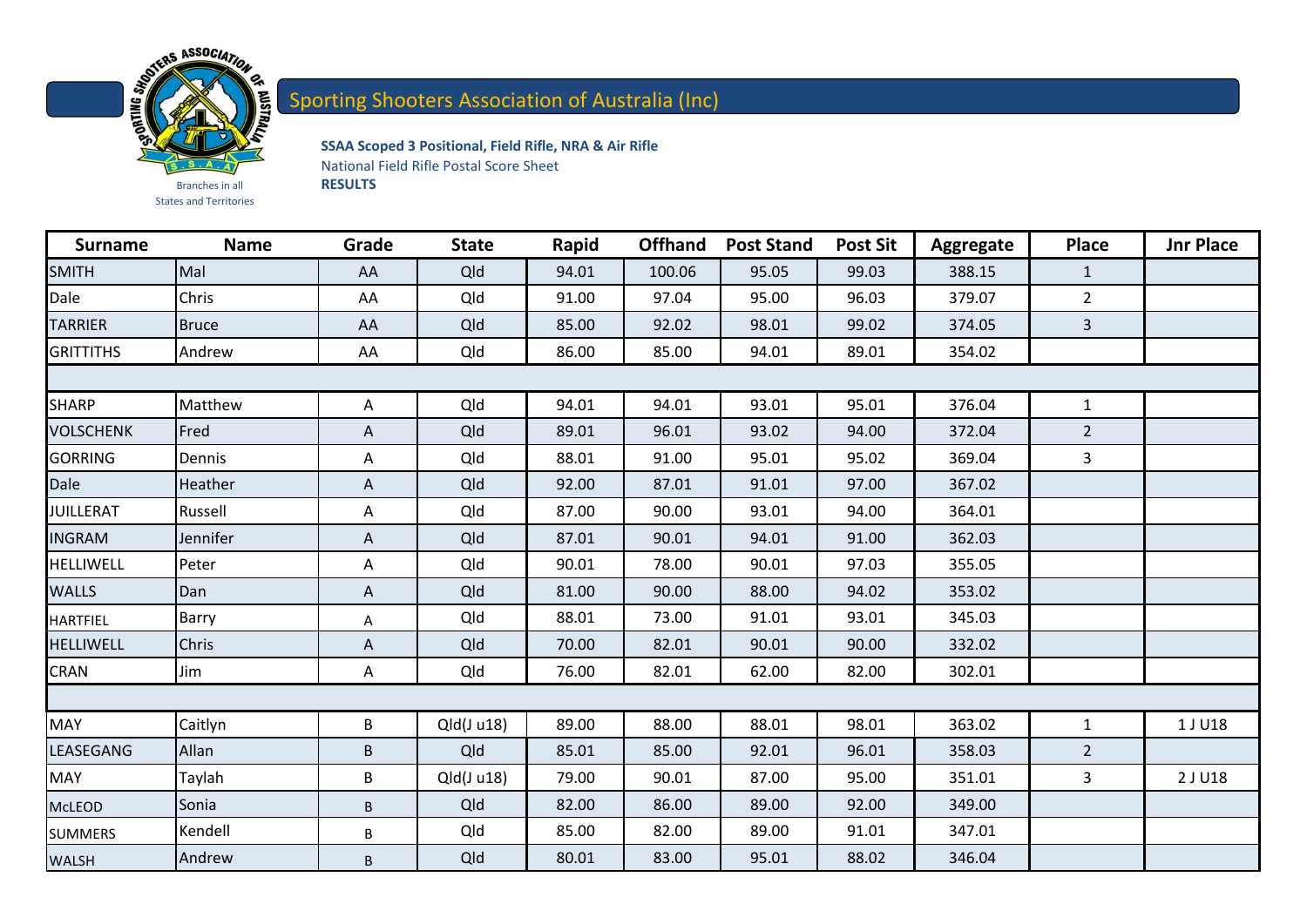# Sporting Shooters Association of Australia (Inc)

Branches in all States and Territories

**SSAA Scoped 3 Positional, Field Rifle, NRA & Air Rifle**

National Field Rifle Postal Score Sheet

**RESULTS**

| Surname | Name | Grade | State | Rapid | Offhand | Post Stand | Post Sit | Aggregate | Place | Jnr Place |
|---|---|---|---|---|---|---|---|---|---|---|
| SMITH | Mal | AA | Qld | 94.01 | 100.06 | 95.05 | 99.03 | 388.15 | 1 | |
| Dale | Chris | AA | Qld | 91.00 | 97.04 | 95.00 | 96.03 | 379.07 | 2 | |
| TARRIER | Bruce | AA | Qld | 85.00 | 92.02 | 98.01 | 99.02 | 374.05 | 3 | |
| GRITTITHS | Andrew | AA | Qld | 86.00 | 85.00 | 94.01 | 89.01 | 354.02 | | |
| | | | | | | | | | | |
| SHARP | Matthew | A | Qld | 94.01 | 94.01 | 93.01 | 95.01 | 376.04 | 1 | |
| VOLSCHENK | Fred | A | Qld | 89.01 | 96.01 | 93.02 | 94.00 | 372.04 | 2 | |
| GORRING | Dennis | A | Qld | 88.01 | 91.00 | 95.01 | 95.02 | 369.04 | 3 | |
| Dale | Heather | A | Qld | 92.00 | 87.01 | 91.01 | 97.00 | 367.02 | | |
| JUILLERAT | Russell | A | Qld | 87.00 | 90.00 | 93.01 | 94.00 | 364.01 | | |
| INGRAM | Jennifer | A | Qld | 87.01 | 90.01 | 94.01 | 91.00 | 362.03 | | |
| HELLIWELL | Peter | A | Qld | 90.01 | 78.00 | 90.01 | 97.03 | 355.05 | | |
| WALLS | Dan | A | Qld | 81.00 | 90.00 | 88.00 | 94.02 | 353.02 | | |
| HARTFIEL | Barry | A | Qld | 88.01 | 73.00 | 91.01 | 93.01 | 345.03 | | |
| HELLIWELL | Chris | A | Qld | 70.00 | 82.01 | 90.01 | 90.00 | 332.02 | | |
| CRAN | Jim | A | Qld | 76.00 | 82.01 | 62.00 | 82.00 | 302.01 | | |
| | | | | | | | | | | |
| MAY | Caitlyn | B | Qld(J u18) | 89.00 | 88.00 | 88.01 | 98.01 | 363.02 | 1 | 1 J U18 |
| LEASEGANG | Allan | B | Qld | 85.01 | 85.00 | 92.01 | 96.01 | 358.03 | 2 | |
| MAY | Taylah | B | Qld(J u18) | 79.00 | 90.01 | 87.00 | 95.00 | 351.01 | 3 | 2 J U18 |
| McLEOD | Sonia | B | Qld | 82.00 | 86.00 | 89.00 | 92.00 | 349.00 | | |
| SUMMERS | Kendell | B | Qld | 85.00 | 82.00 | 89.00 | 91.01 | 347.01 | | |
| WALSH | Andrew | B | Qld | 80.01 | 83.00 | 95.01 | 88.02 | 346.04 | | |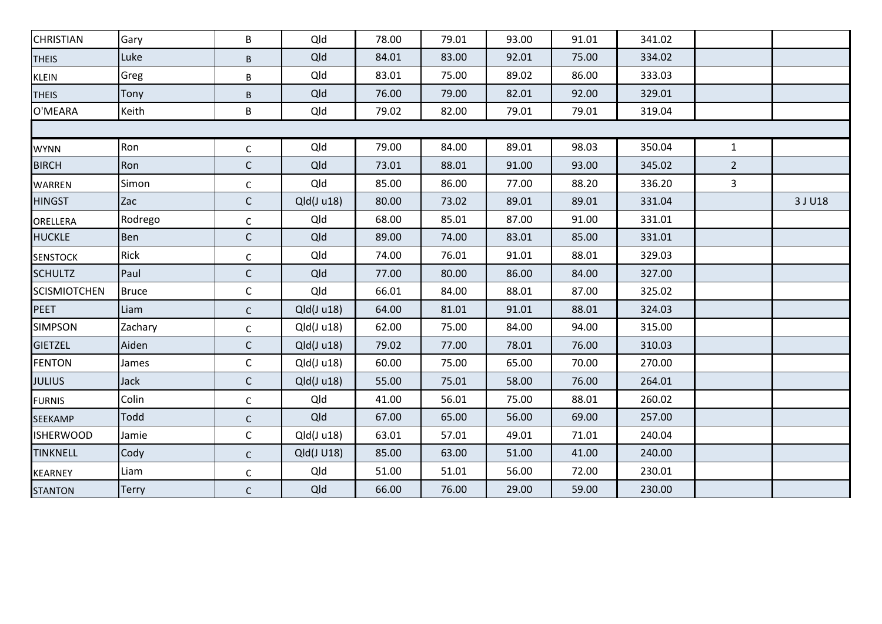| | | | | | | | | | | |
|---|---|---|---|---|---|---|---|---|---|---|
| CHRISTIAN | Gary | B | Qld | 78.00 | 79.01 | 93.00 | 91.01 | 341.02 | | |
| THEIS | Luke | B | Qld | 84.01 | 83.00 | 92.01 | 75.00 | 334.02 | | |
| KLEIN | Greg | B | Qld | 83.01 | 75.00 | 89.02 | 86.00 | 333.03 | | |
| THEIS | Tony | B | Qld | 76.00 | 79.00 | 82.01 | 92.00 | 329.01 | | |
| O'MEARA | Keith | B | Qld | 79.02 | 82.00 | 79.01 | 79.01 | 319.04 | | |
| | | | | | | | | | | |
| WYNN | Ron | C | Qld | 79.00 | 84.00 | 89.01 | 98.03 | 350.04 | 1 | |
| BIRCH | Ron | C | Qld | 73.01 | 88.01 | 91.00 | 93.00 | 345.02 | 2 | |
| WARREN | Simon | C | Qld | 85.00 | 86.00 | 77.00 | 88.20 | 336.20 | 3 | |
| HINGST | Zac | C | Qld(J u18) | 80.00 | 73.02 | 89.01 | 89.01 | 331.04 | | 3 J U18 |
| ORELLERA | Rodrego | C | Qld | 68.00 | 85.01 | 87.00 | 91.00 | 331.01 | | |
| HUCKLE | Ben | C | Qld | 89.00 | 74.00 | 83.01 | 85.00 | 331.01 | | |
| SENSTOCK | Rick | C | Qld | 74.00 | 76.01 | 91.01 | 88.01 | 329.03 | | |
| SCHULTZ | Paul | C | Qld | 77.00 | 80.00 | 86.00 | 84.00 | 327.00 | | |
| SCISMIOTCHEN | Bruce | C | Qld | 66.01 | 84.00 | 88.01 | 87.00 | 325.02 | | |
| PEET | Liam | C | Qld(J u18) | 64.00 | 81.01 | 91.01 | 88.01 | 324.03 | | |
| SIMPSON | Zachary | C | Qld(J u18) | 62.00 | 75.00 | 84.00 | 94.00 | 315.00 | | |
| GIETZEL | Aiden | C | Qld(J u18) | 79.02 | 77.00 | 78.01 | 76.00 | 310.03 | | |
| FENTON | James | C | Qld(J u18) | 60.00 | 75.00 | 65.00 | 70.00 | 270.00 | | |
| JULIUS | Jack | C | Qld(J u18) | 55.00 | 75.01 | 58.00 | 76.00 | 264.01 | | |
| FURNIS | Colin | C | Qld | 41.00 | 56.01 | 75.00 | 88.01 | 260.02 | | |
| SEEKAMP | Todd | C | Qld | 67.00 | 65.00 | 56.00 | 69.00 | 257.00 | | |
| ISHERWOOD | Jamie | C | Qld(J u18) | 63.01 | 57.01 | 49.01 | 71.01 | 240.04 | | |
| TINKNELL | Cody | C | Qld(J U18) | 85.00 | 63.00 | 51.00 | 41.00 | 240.00 | | |
| KEARNEY | Liam | C | Qld | 51.00 | 51.01 | 56.00 | 72.00 | 230.01 | | |
| STANTON | Terry | C | Qld | 66.00 | 76.00 | 29.00 | 59.00 | 230.00 | | |